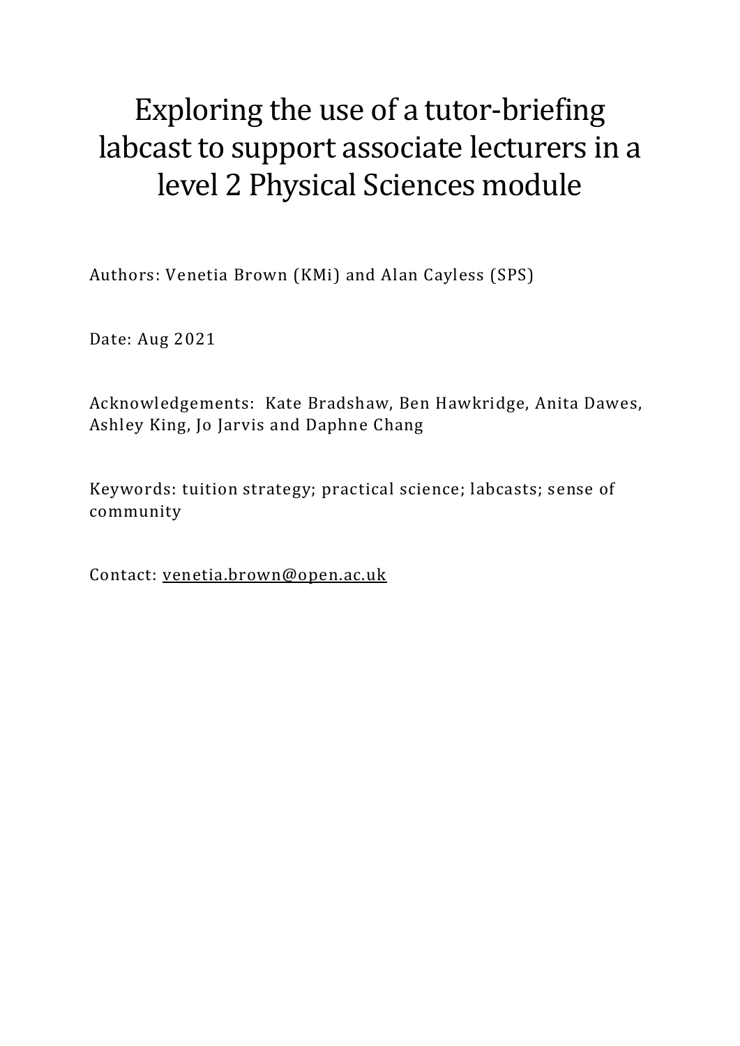# Exploring the use of a tutor-briefing labcast to support associate lecturers in a level 2 Physical Sciences module

Authors: Venetia Brown (KMi) and Alan Cayless (SPS)

Date: Aug 2021

Acknowledgements: Kate Bradshaw, Ben Hawkridge, Anita Dawes, Ashley King, Jo Jarvis and Daphne Chang

Keywords: tuition strategy; practical science; labcasts; sense of community

Contact: venetia.brown@open.ac.uk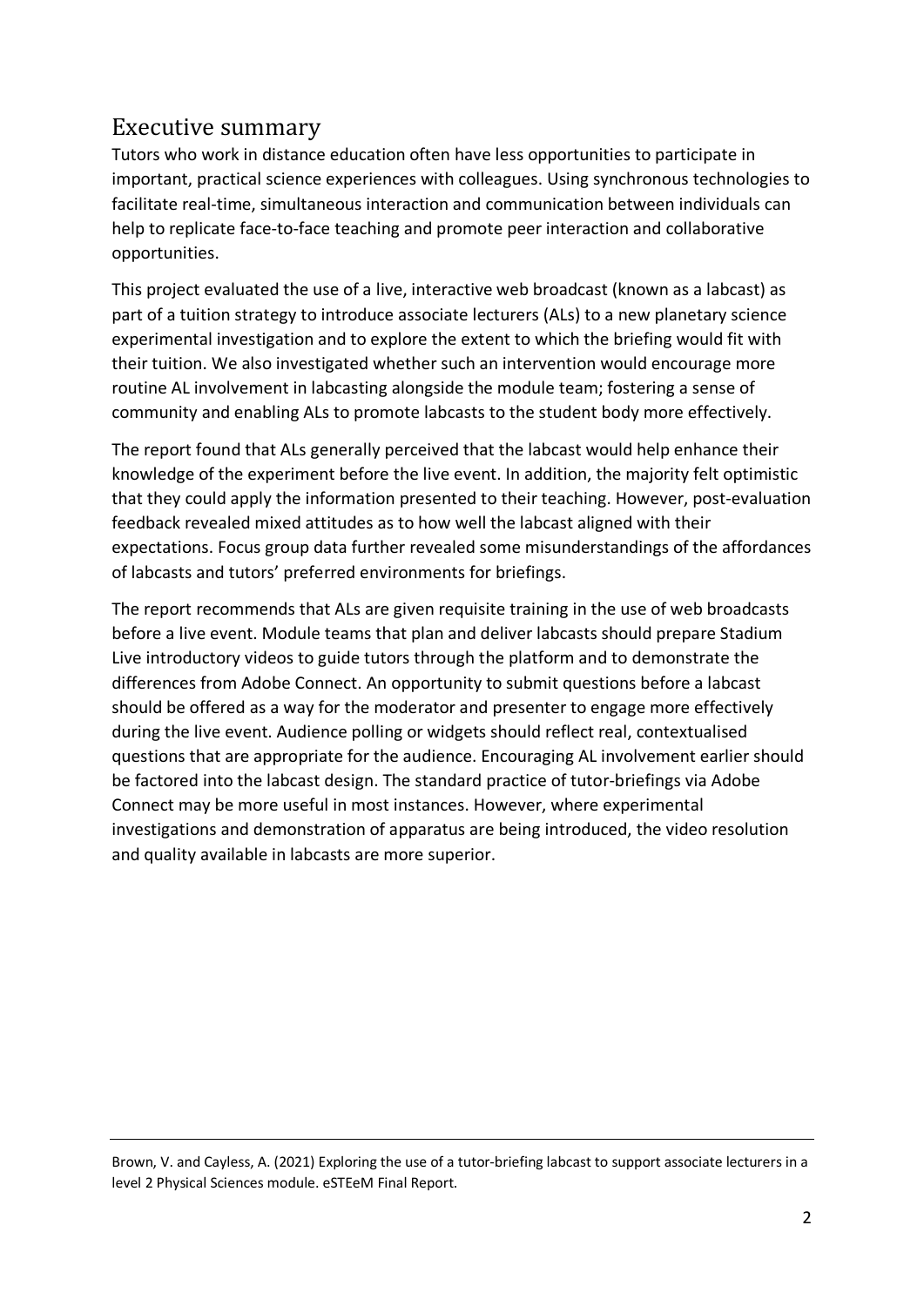## Executive summary

Tutors who work in distance education often have less opportunities to participate in important, practical science experiences with colleagues. Using synchronous technologies to facilitate real-time, simultaneous interaction and communication between individuals can help to replicate face-to-face teaching and promote peer interaction and collaborative opportunities.

This project evaluated the use of a live, interactive web broadcast (known as a labcast) as part of a tuition strategy to introduce associate lecturers (ALs) to a new planetary science experimental investigation and to explore the extent to which the briefing would fit with their tuition. We also investigated whether such an intervention would encourage more routine AL involvement in labcasting alongside the module team; fostering a sense of community and enabling ALs to promote labcasts to the student body more effectively.

The report found that ALs generally perceived that the labcast would help enhance their knowledge of the experiment before the live event. In addition, the majority felt optimistic that they could apply the information presented to their teaching. However, post-evaluation feedback revealed mixed attitudes as to how well the labcast aligned with their expectations. Focus group data further revealed some misunderstandings of the affordances of labcasts and tutors' preferred environments for briefings.

The report recommends that ALs are given requisite training in the use of web broadcasts before a live event. Module teams that plan and deliver labcasts should prepare Stadium Live introductory videos to guide tutors through the platform and to demonstrate the differences from Adobe Connect. An opportunity to submit questions before a labcast should be offered as a way for the moderator and presenter to engage more effectively during the live event. Audience polling or widgets should reflect real, contextualised questions that are appropriate for the audience. Encouraging AL involvement earlier should be factored into the labcast design. The standard practice of tutor-briefings via Adobe Connect may be more useful in most instances. However, where experimental investigations and demonstration of apparatus are being introduced, the video resolution and quality available in labcasts are more superior.

---

Brown, V. and Cayless, A. (2021) Exploring the use of a tutor-briefing labcast to support associate lecturers in a level 2 Physical Sciences module. eSTEeM Final Report.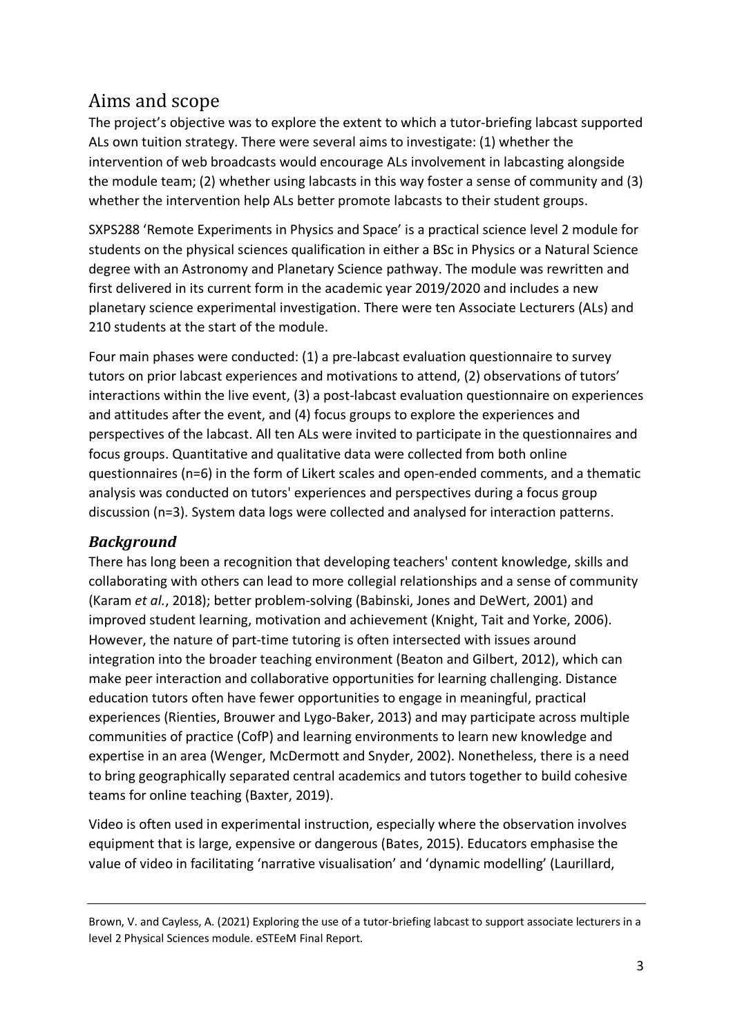## Aims and scope

The project's objective was to explore the extent to which a tutor-briefing labcast supported ALs own tuition strategy. There were several aims to investigate: (1) whether the intervention of web broadcasts would encourage ALs involvement in labcasting alongside the module team; (2) whether using labcasts in this way foster a sense of community and (3) whether the intervention help ALs better promote labcasts to their student groups.

SXPS288 'Remote Experiments in Physics and Space' is a practical science level 2 module for students on the physical sciences qualification in either a BSc in Physics or a Natural Science degree with an Astronomy and Planetary Science pathway. The module was rewritten and first delivered in its current form in the academic year 2019/2020 and includes a new planetary science experimental investigation. There were ten Associate Lecturers (ALs) and 210 students at the start of the module.

Four main phases were conducted: (1) a pre-labcast evaluation questionnaire to survey tutors on prior labcast experiences and motivations to attend, (2) observations of tutors' interactions within the live event, (3) a post-labcast evaluation questionnaire on experiences and attitudes after the event, and (4) focus groups to explore the experiences and perspectives of the labcast. All ten ALs were invited to participate in the questionnaires and focus groups. Quantitative and qualitative data were collected from both online questionnaires (n=6) in the form of Likert scales and open-ended comments, and a thematic analysis was conducted on tutors' experiences and perspectives during a focus group discussion (n=3). System data logs were collected and analysed for interaction patterns.

### *Background*

There has long been a recognition that developing teachers' content knowledge, skills and collaborating with others can lead to more collegial relationships and a sense of community (Karam *et al.*, 2018); better problem-solving (Babinski, Jones and DeWert, 2001) and improved student learning, motivation and achievement (Knight, Tait and Yorke, 2006). However, the nature of part-time tutoring is often intersected with issues around integration into the broader teaching environment (Beaton and Gilbert, 2012), which can make peer interaction and collaborative opportunities for learning challenging. Distance education tutors often have fewer opportunities to engage in meaningful, practical experiences (Rienties, Brouwer and Lygo-Baker, 2013) and may participate across multiple communities of practice (CofP) and learning environments to learn new knowledge and expertise in an area (Wenger, McDermott and Snyder, 2002). Nonetheless, there is a need to bring geographically separated central academics and tutors together to build cohesive teams for online teaching (Baxter, 2019).

Video is often used in experimental instruction, especially where the observation involves equipment that is large, expensive or dangerous (Bates, 2015). Educators emphasise the value of video in facilitating 'narrative visualisation' and 'dynamic modelling' (Laurillard,

Brown, V. and Cayless, A. (2021) Exploring the use of a tutor-briefing labcast to support associate lecturers in a level 2 Physical Sciences module. eSTEeM Final Report.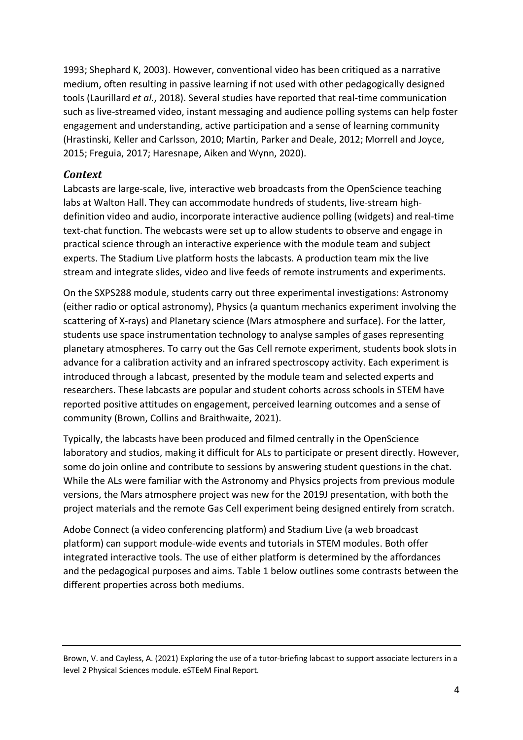1993; Shephard K, 2003). However, conventional video has been critiqued as a narrative medium, often resulting in passive learning if not used with other pedagogically designed tools (Laurillard *et al.*, 2018). Several studies have reported that real-time communication such as live-streamed video, instant messaging and audience polling systems can help foster engagement and understanding, active participation and a sense of learning community (Hrastinski, Keller and Carlsson, 2010; Martin, Parker and Deale, 2012; Morrell and Joyce, 2015; Freguia, 2017; Haresnape, Aiken and Wynn, 2020).

## *Context*

Labcasts are large-scale, live, interactive web broadcasts from the OpenScience teaching labs at Walton Hall. They can accommodate hundreds of students, live-stream high-definition video and audio, incorporate interactive audience polling (widgets) and real-time text-chat function. The webcasts were set up to allow students to observe and engage in practical science through an interactive experience with the module team and subject experts. The Stadium Live platform hosts the labcasts. A production team mix the live stream and integrate slides, video and live feeds of remote instruments and experiments.

On the SXPS288 module, students carry out three experimental investigations: Astronomy (either radio or optical astronomy), Physics (a quantum mechanics experiment involving the scattering of X-rays) and Planetary science (Mars atmosphere and surface). For the latter, students use space instrumentation technology to analyse samples of gases representing planetary atmospheres. To carry out the Gas Cell remote experiment, students book slots in advance for a calibration activity and an infrared spectroscopy activity. Each experiment is introduced through a labcast, presented by the module team and selected experts and researchers. These labcasts are popular and student cohorts across schools in STEM have reported positive attitudes on engagement, perceived learning outcomes and a sense of community (Brown, Collins and Braithwaite, 2021).

Typically, the labcasts have been produced and filmed centrally in the OpenScience laboratory and studios, making it difficult for ALs to participate or present directly. However, some do join online and contribute to sessions by answering student questions in the chat. While the ALs were familiar with the Astronomy and Physics projects from previous module versions, the Mars atmosphere project was new for the 2019J presentation, with both the project materials and the remote Gas Cell experiment being designed entirely from scratch.

Adobe Connect (a video conferencing platform) and Stadium Live (a web broadcast platform) can support module-wide events and tutorials in STEM modules. Both offer integrated interactive tools. The use of either platform is determined by the affordances and the pedagogical purposes and aims. Table 1 below outlines some contrasts between the different properties across both mediums.

Brown, V. and Cayless, A. (2021) Exploring the use of a tutor-briefing labcast to support associate lecturers in a level 2 Physical Sciences module. eSTEeM Final Report.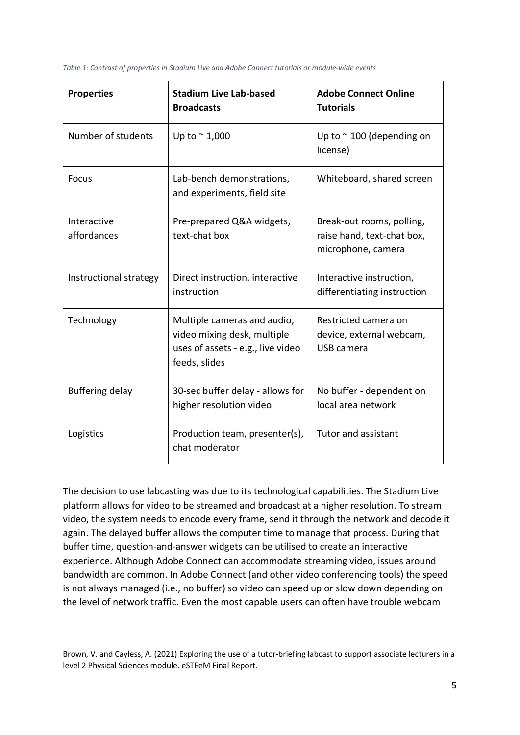*Table 1: Contrast of properties in Stadium Live and Adobe Connect tutorials or module-wide events*

| Properties | Stadium Live Lab-based Broadcasts | Adobe Connect Online Tutorials |
|---|---|---|
| Number of students | Up to ~ 1,000 | Up to ~ 100 (depending on license) |
| Focus | Lab-bench demonstrations, and experiments, field site | Whiteboard, shared screen |
| Interactive affordances | Pre-prepared Q&A widgets, text-chat box | Break-out rooms, polling, raise hand, text-chat box, microphone, camera |
| Instructional strategy | Direct instruction, interactive instruction | Interactive instruction, differentiating instruction |
| Technology | Multiple cameras and audio, video mixing desk, multiple uses of assets - e.g., live video feeds, slides | Restricted camera on device, external webcam, USB camera |
| Buffering delay | 30-sec buffer delay - allows for higher resolution video | No buffer - dependent on local area network |
| Logistics | Production team, presenter(s), chat moderator | Tutor and assistant |

The decision to use labcasting was due to its technological capabilities. The Stadium Live platform allows for video to be streamed and broadcast at a higher resolution. To stream video, the system needs to encode every frame, send it through the network and decode it again. The delayed buffer allows the computer time to manage that process. During that buffer time, question-and-answer widgets can be utilised to create an interactive experience. Although Adobe Connect can accommodate streaming video, issues around bandwidth are common. In Adobe Connect (and other video conferencing tools) the speed is not always managed (i.e., no buffer) so video can speed up or slow down depending on the level of network traffic. Even the most capable users can often have trouble webcam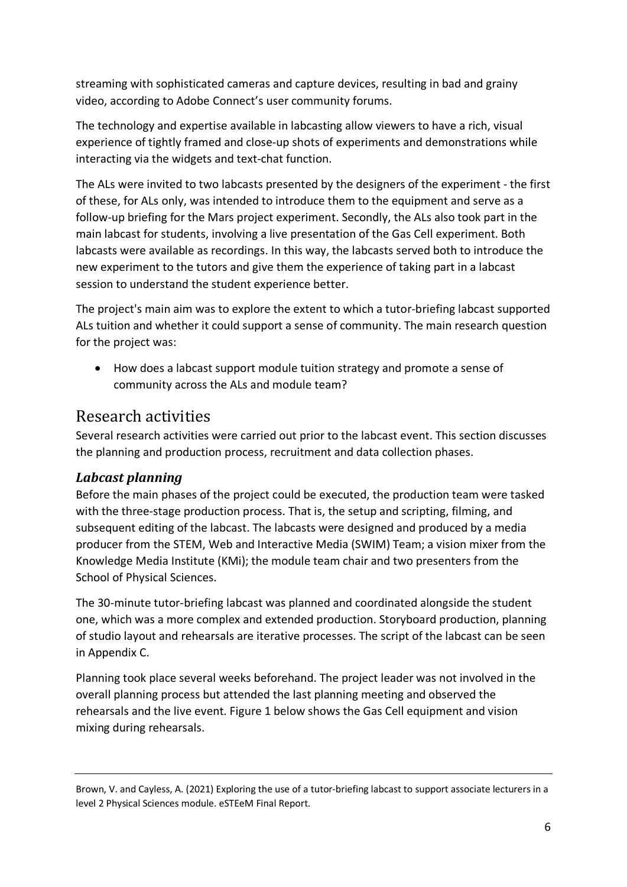streaming with sophisticated cameras and capture devices, resulting in bad and grainy video, according to Adobe Connect's user community forums.

The technology and expertise available in labcasting allow viewers to have a rich, visual experience of tightly framed and close-up shots of experiments and demonstrations while interacting via the widgets and text-chat function.

The ALs were invited to two labcasts presented by the designers of the experiment - the first of these, for ALs only, was intended to introduce them to the equipment and serve as a follow-up briefing for the Mars project experiment. Secondly, the ALs also took part in the main labcast for students, involving a live presentation of the Gas Cell experiment. Both labcasts were available as recordings. In this way, the labcasts served both to introduce the new experiment to the tutors and give them the experience of taking part in a labcast session to understand the student experience better.

The project's main aim was to explore the extent to which a tutor-briefing labcast supported ALs tuition and whether it could support a sense of community. The main research question for the project was:

- How does a labcast support module tuition strategy and promote a sense of community across the ALs and module team?

## Research activities

Several research activities were carried out prior to the labcast event. This section discusses the planning and production process, recruitment and data collection phases.

### *Labcast planning*

Before the main phases of the project could be executed, the production team were tasked with the three-stage production process. That is, the setup and scripting, filming, and subsequent editing of the labcast. The labcasts were designed and produced by a media producer from the STEM, Web and Interactive Media (SWIM) Team; a vision mixer from the Knowledge Media Institute (KMi); the module team chair and two presenters from the School of Physical Sciences.

The 30-minute tutor-briefing labcast was planned and coordinated alongside the student one, which was a more complex and extended production. Storyboard production, planning of studio layout and rehearsals are iterative processes. The script of the labcast can be seen in Appendix C.

Planning took place several weeks beforehand. The project leader was not involved in the overall planning process but attended the last planning meeting and observed the rehearsals and the live event. Figure 1 below shows the Gas Cell equipment and vision mixing during rehearsals.

Brown, V. and Cayless, A. (2021) Exploring the use of a tutor-briefing labcast to support associate lecturers in a level 2 Physical Sciences module. eSTEeM Final Report.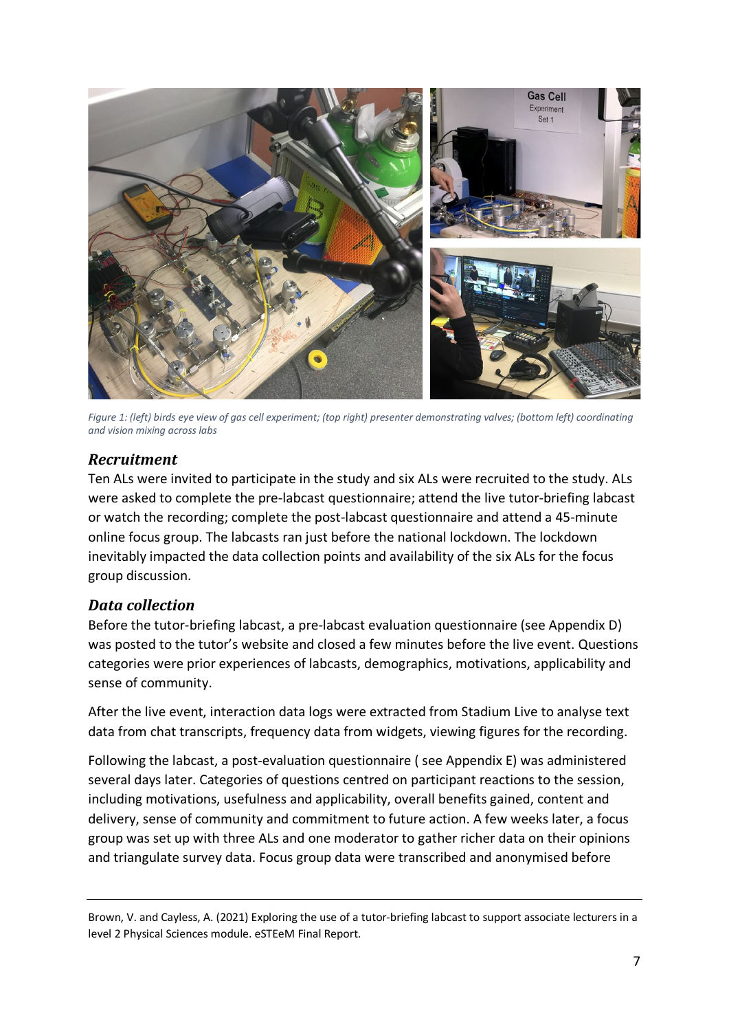*Figure 1: (left) birds eye view of gas cell experiment; (top right) presenter demonstrating valves; (bottom left) coordinating and vision mixing across labs*

### *Recruitment*

Ten ALs were invited to participate in the study and six ALs were recruited to the study. ALs were asked to complete the pre-labcast questionnaire; attend the live tutor-briefing labcast or watch the recording; complete the post-labcast questionnaire and attend a 45-minute online focus group. The labcasts ran just before the national lockdown. The lockdown inevitably impacted the data collection points and availability of the six ALs for the focus group discussion.

### *Data collection*

Before the tutor-briefing labcast, a pre-labcast evaluation questionnaire (see Appendix D) was posted to the tutor's website and closed a few minutes before the live event. Questions categories were prior experiences of labcasts, demographics, motivations, applicability and sense of community.

After the live event, interaction data logs were extracted from Stadium Live to analyse text data from chat transcripts, frequency data from widgets, viewing figures for the recording.

Following the labcast, a post-evaluation questionnaire ( see Appendix E) was administered several days later. Categories of questions centred on participant reactions to the session, including motivations, usefulness and applicability, overall benefits gained, content and delivery, sense of community and commitment to future action. A few weeks later, a focus group was set up with three ALs and one moderator to gather richer data on their opinions and triangulate survey data. Focus group data were transcribed and anonymised before

Brown, V. and Cayless, A. (2021) Exploring the use of a tutor-briefing labcast to support associate lecturers in a level 2 Physical Sciences module. eSTEeM Final Report.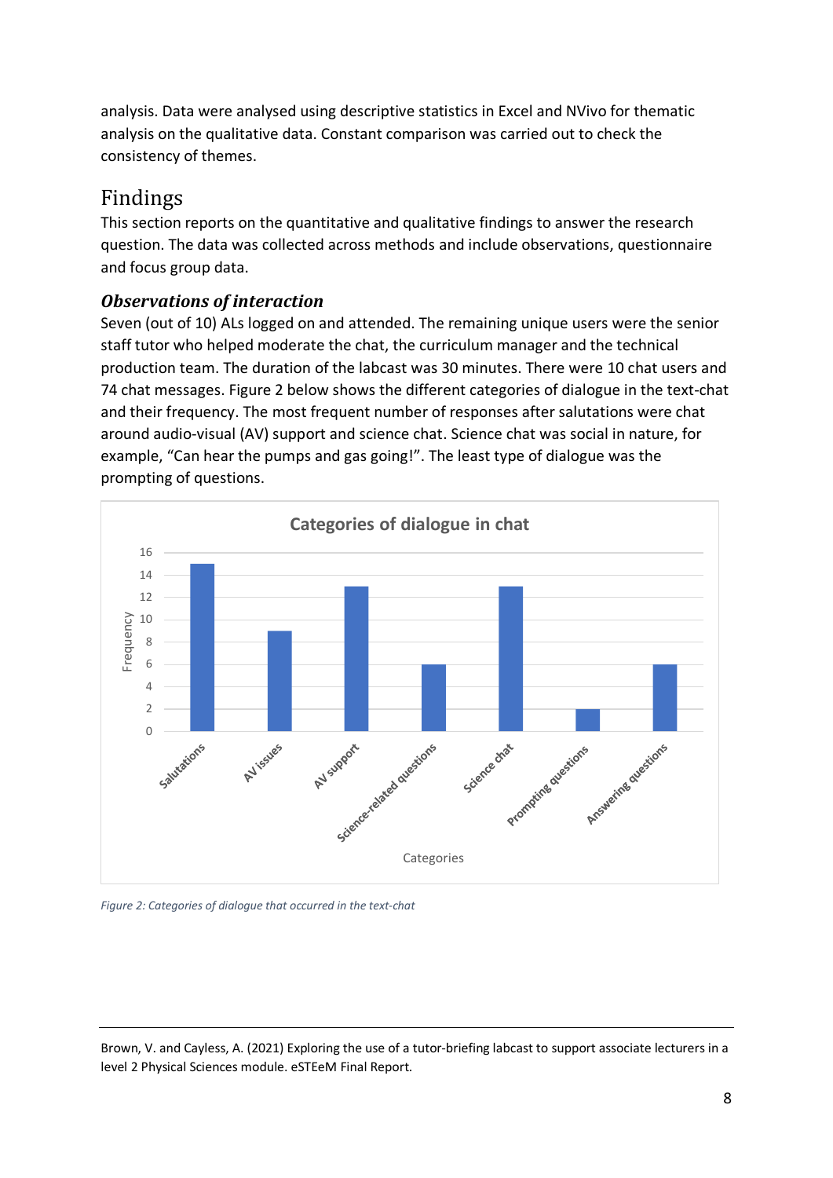analysis. Data were analysed using descriptive statistics in Excel and NVivo for thematic analysis on the qualitative data. Constant comparison was carried out to check the consistency of themes.

# Findings

This section reports on the quantitative and qualitative findings to answer the research question. The data was collected across methods and include observations, questionnaire and focus group data.

## *Observations of interaction*

Seven (out of 10) ALs logged on and attended. The remaining unique users were the senior staff tutor who helped moderate the chat, the curriculum manager and the technical production team. The duration of the labcast was 30 minutes. There were 10 chat users and 74 chat messages. Figure 2 below shows the different categories of dialogue in the text-chat and their frequency. The most frequent number of responses after salutations were chat around audio-visual (AV) support and science chat. Science chat was social in nature, for example, "Can hear the pumps and gas going!". The least type of dialogue was the prompting of questions.

**Categories of dialogue in chat**

| Categories | Frequency |
| --- | --- |
| Salutations | 15 |
| AV issues | 9 |
| AV support | 13 |
| Science-related questions | 6 |
| Science chat | 13 |
| Prompting questions | 2 |
| Answering questions | 6 |

*Figure 2: Categories of dialogue that occurred in the text-chat*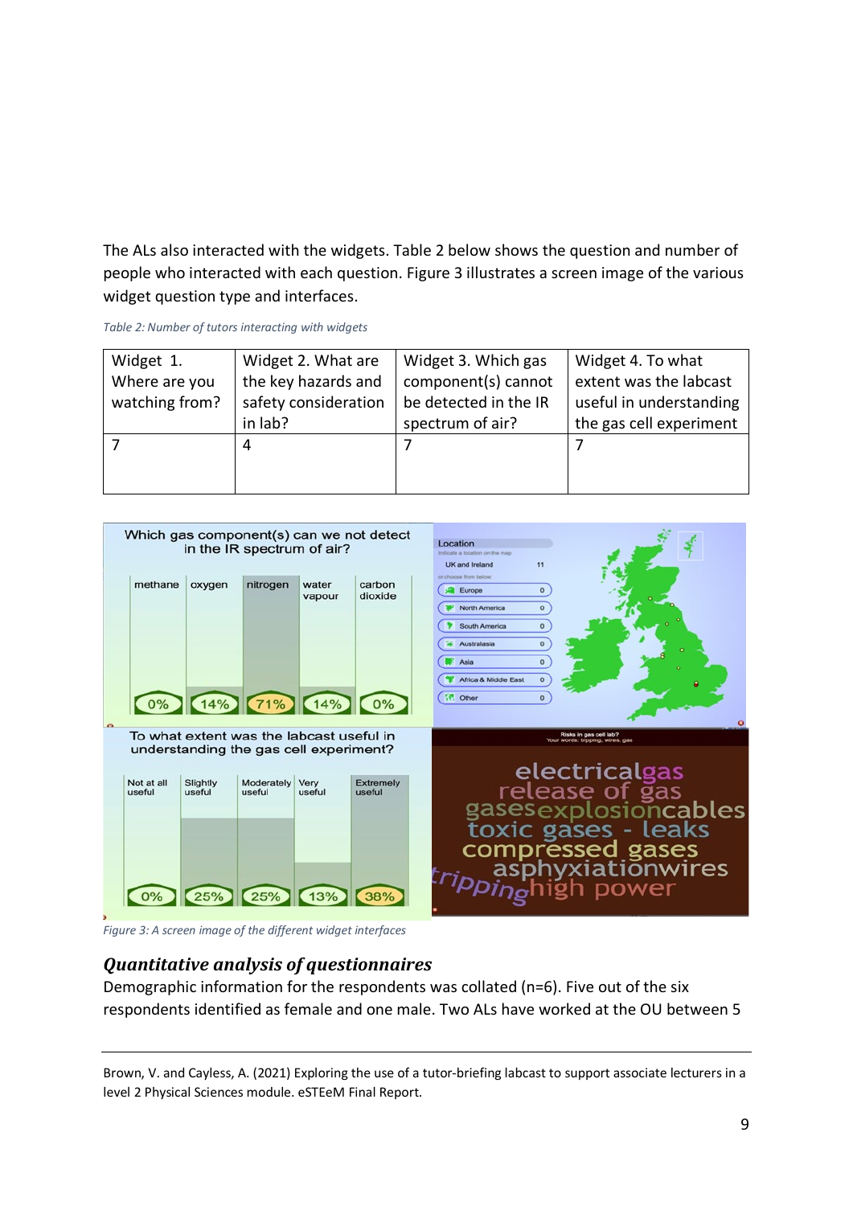The ALs also interacted with the widgets. Table 2 below shows the question and number of people who interacted with each question. Figure 3 illustrates a screen image of the various widget question type and interfaces.

*Table 2: Number of tutors interacting with widgets*

| Widget 1. Where are you watching from? | Widget 2. What are the key hazards and safety consideration in lab? | Widget 3. Which gas component(s) cannot be detected in the IR spectrum of air? | Widget 4. To what extent was the labcast useful in understanding the gas cell experiment |
|---|---|---|---|
| 7 | 4 | 7 | 7 |

*Figure 3: A screen image of the different widget interfaces*

### *Quantitative analysis of questionnaires*

Demographic information for the respondents was collated (n=6). Five out of the six respondents identified as female and one male. Two ALs have worked at the OU between 5

Brown, V. and Cayless, A. (2021) Exploring the use of a tutor-briefing labcast to support associate lecturers in a level 2 Physical Sciences module. eSTEeM Final Report.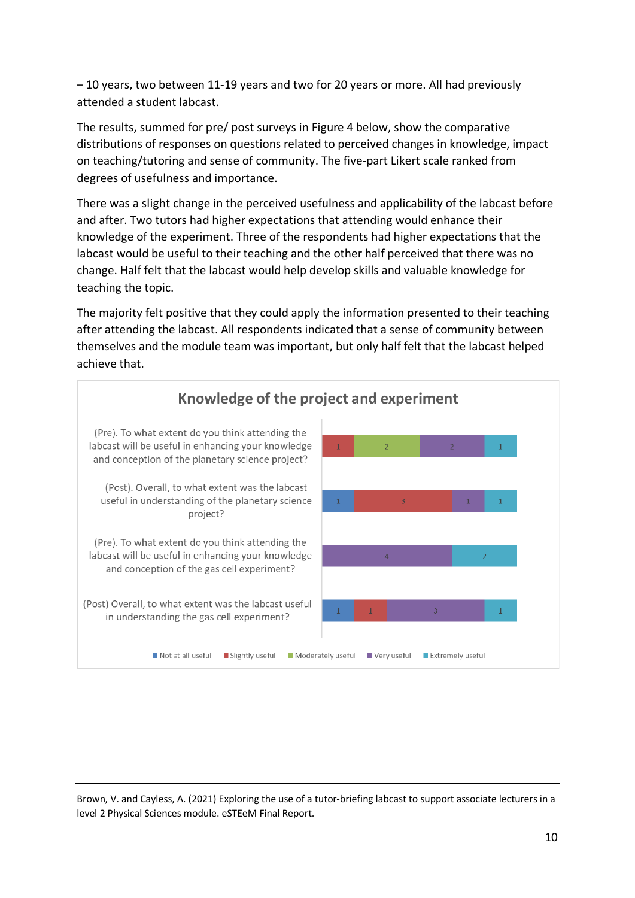– 10 years, two between 11-19 years and two for 20 years or more. All had previously attended a student labcast.

The results, summed for pre/ post surveys in Figure 4 below, show the comparative distributions of responses on questions related to perceived changes in knowledge, impact on teaching/tutoring and sense of community. The five-part Likert scale ranked from degrees of usefulness and importance.

There was a slight change in the perceived usefulness and applicability of the labcast before and after. Two tutors had higher expectations that attending would enhance their knowledge of the experiment. Three of the respondents had higher expectations that the labcast would be useful to their teaching and the other half perceived that there was no change. Half felt that the labcast would help develop skills and valuable knowledge for teaching the topic.

The majority felt positive that they could apply the information presented to their teaching after attending the labcast. All respondents indicated that a sense of community between themselves and the module team was important, but only half felt that the labcast helped achieve that.

**Knowledge of the project and experiment**

| Question | Not at all useful | Slightly useful | Moderately useful | Very useful | Extremely useful |
|---|---|---|---|---|---|
| (Pre). To what extent do you think attending the labcast will be useful in enhancing your knowledge and conception of the planetary science project? | | 1 | 2 | 2 | 1 |
| (Post). Overall, to what extent was the labcast useful in understanding of the planetary science project? | 1 | 3 | | 1 | 1 |
| (Pre). To what extent do you think attending the labcast will be useful in enhancing your knowledge and conception of the gas cell experiment? | | | | 4 | 2 |
| (Post) Overall, to what extent was the labcast useful in understanding the gas cell experiment? | 1 | 1 | | 3 | 1 |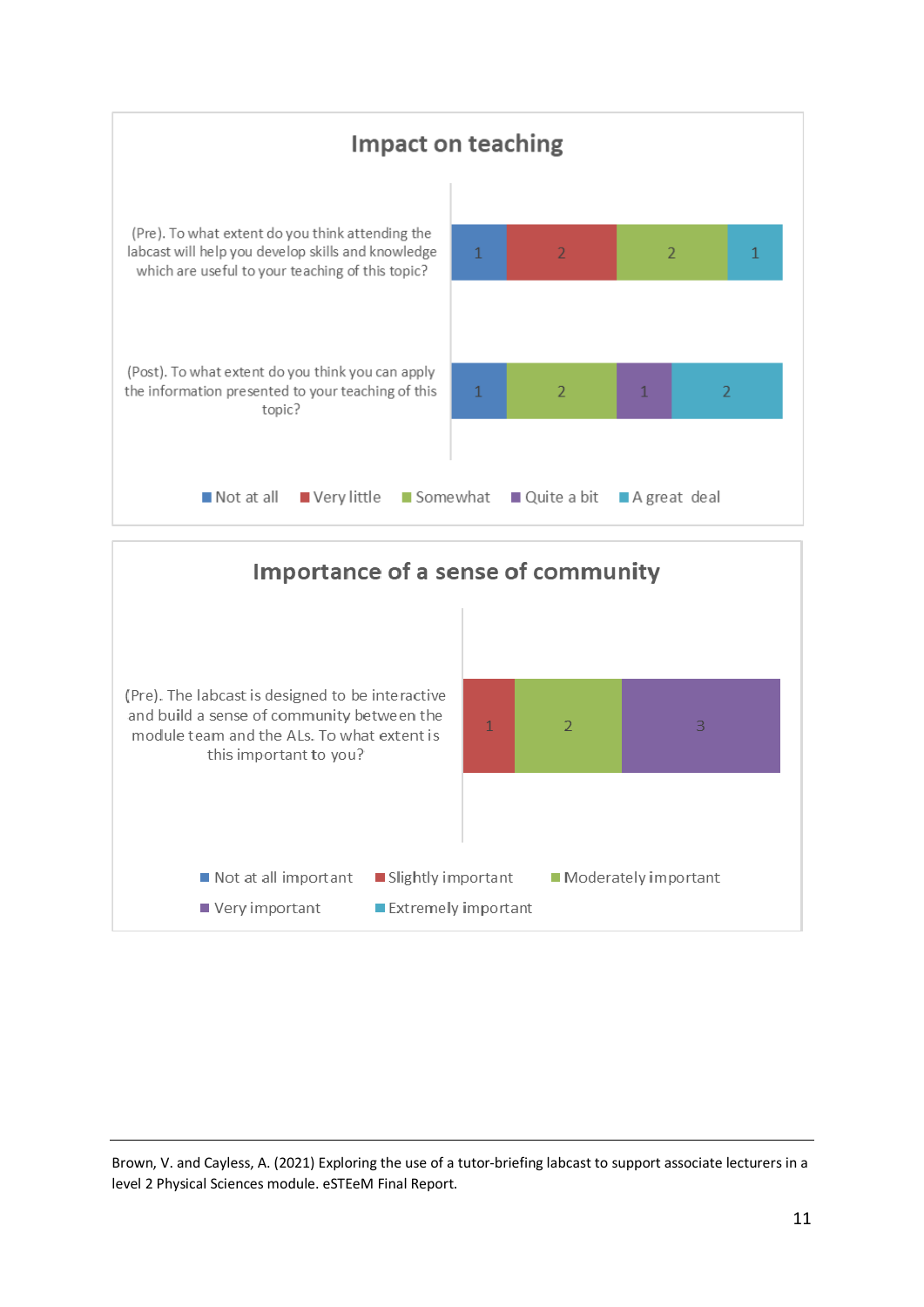## Impact on teaching

| Question | Not at all | Very little | Somewhat | Quite a bit | A great deal |
|---|---|---|---|---|---|
| (Pre). To what extent do you think attending the labcast will help you develop skills and knowledge which are useful to your teaching of this topic? | 1 | 2 | 2 | | 1 |
| (Post). To what extent do you think you can apply the information presented to your teaching of this topic? | 1 | | 2 | 1 | 2 |

## Importance of a sense of community

| Question | Not at all important | Slightly important | Moderately important | Very important | Extremely important |
|---|---|---|---|---|---|
| (Pre). The labcast is designed to be interactive and build a sense of community between the module team and the ALs. To what extent is this important to you? | | 1 | 2 | 3 | |

Brown, V. and Cayless, A. (2021) Exploring the use of a tutor-briefing labcast to support associate lecturers in a level 2 Physical Sciences module. eSTEeM Final Report.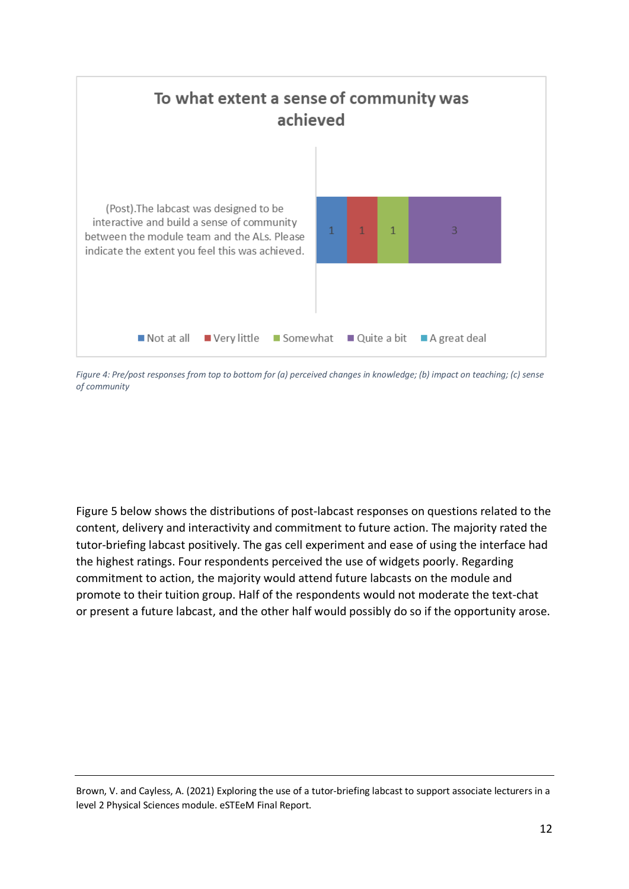**To what extent a sense of community was achieved**

| | Not at all | Very little | Somewhat | Quite a bit | A great deal |
|---|---|---|---|---|---|
| (Post).The labcast was designed to be interactive and build a sense of community between the module team and the ALs. Please indicate the extent you feel this was achieved. | 1 | 1 | 1 | 3 | |

*Figure 4: Pre/post responses from top to bottom for (a) perceived changes in knowledge; (b) impact on teaching; (c) sense of community*

Figure 5 below shows the distributions of post-labcast responses on questions related to the content, delivery and interactivity and commitment to future action. The majority rated the tutor-briefing labcast positively. The gas cell experiment and ease of using the interface had the highest ratings. Four respondents perceived the use of widgets poorly. Regarding commitment to action, the majority would attend future labcasts on the module and promote to their tuition group. Half of the respondents would not moderate the text-chat or present a future labcast, and the other half would possibly do so if the opportunity arose.

Brown, V. and Cayless, A. (2021) Exploring the use of a tutor-briefing labcast to support associate lecturers in a level 2 Physical Sciences module. eSTEeM Final Report.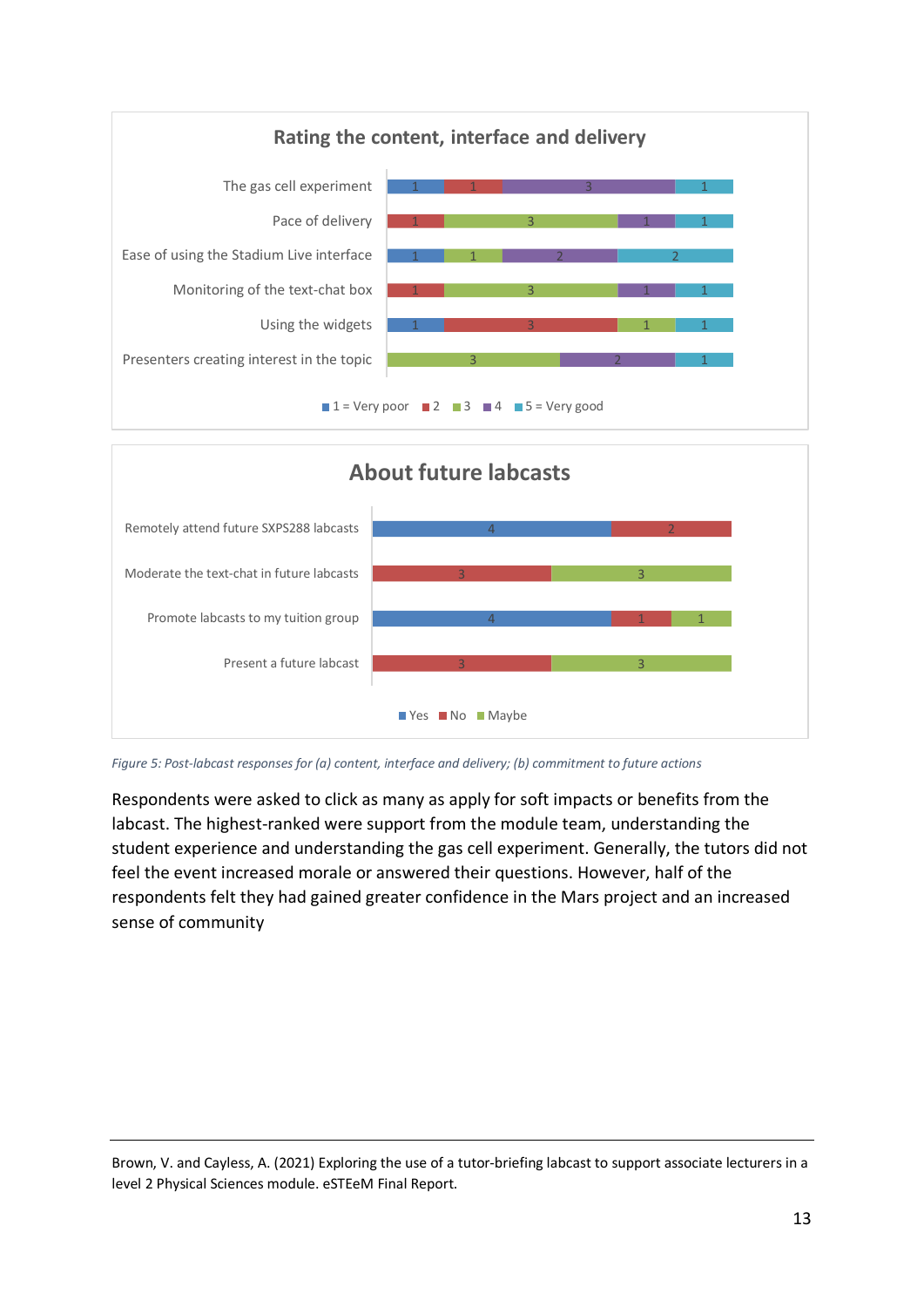**Rating the content, interface and delivery**

| | 1 = Very poor | 2 | 3 | 4 | 5 = Very good |
|---|---|---|---|---|---|
| The gas cell experiment | 1 | 1 | | 3 | 1 |
| Pace of delivery | | 1 | 3 | 1 | 1 |
| Ease of using the Stadium Live interface | 1 | | 1 | 2 | 2 |
| Monitoring of the text-chat box | | 1 | 3 | 1 | 1 |
| Using the widgets | 1 | 3 | 1 | | 1 |
| Presenters creating interest in the topic | | | 3 | 2 | 1 |

**About future labcasts**

| | Yes | No | Maybe |
|---|---|---|---|
| Remotely attend future SXPS288 labcasts | 4 | 2 | |
| Moderate the text-chat in future labcasts | | 3 | 3 |
| Promote labcasts to my tuition group | 4 | 1 | 1 |
| Present a future labcast | | 3 | 3 |

*Figure 5: Post-labcast responses for (a) content, interface and delivery; (b) commitment to future actions*

Respondents were asked to click as many as apply for soft impacts or benefits from the labcast. The highest-ranked were support from the module team, understanding the student experience and understanding the gas cell experiment. Generally, the tutors did not feel the event increased morale or answered their questions. However, half of the respondents felt they had gained greater confidence in the Mars project and an increased sense of community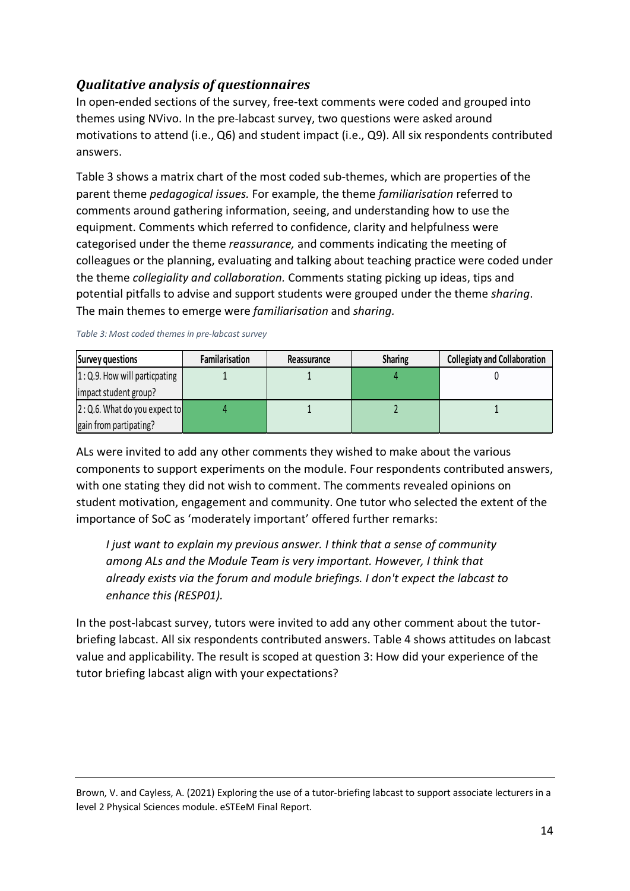### *Qualitative analysis of questionnaires*

In open-ended sections of the survey, free-text comments were coded and grouped into themes using NVivo. In the pre-labcast survey, two questions were asked around motivations to attend (i.e., Q6) and student impact (i.e., Q9). All six respondents contributed answers.

Table 3 shows a matrix chart of the most coded sub-themes, which are properties of the parent theme *pedagogical issues.* For example, the theme *familiarisation* referred to comments around gathering information, seeing, and understanding how to use the equipment. Comments which referred to confidence, clarity and helpfulness were categorised under the theme *reassurance,* and comments indicating the meeting of colleagues or the planning, evaluating and talking about teaching practice were coded under the theme *collegiality and collaboration.* Comments stating picking up ideas, tips and potential pitfalls to advise and support students were grouped under the theme *sharing*. The main themes to emerge were *familiarisation* and *sharing.*

*Table 3: Most coded themes in pre-labcast survey*

| Survey questions | Familarisation | Reassurance | Sharing | Collegiaty and Collaboration |
|---|---|---|---|---|
| 1 : Q.9. How will particpating impact student group? | 1 | 1 | 4 | 0 |
| 2 : Q.6. What do you expect to gain from partipating? | 4 | 1 | 2 | 1 |

ALs were invited to add any other comments they wished to make about the various components to support experiments on the module. Four respondents contributed answers, with one stating they did not wish to comment. The comments revealed opinions on student motivation, engagement and community. One tutor who selected the extent of the importance of SoC as 'moderately important' offered further remarks:

> *I just want to explain my previous answer. I think that a sense of community among ALs and the Module Team is very important. However, I think that already exists via the forum and module briefings. I don't expect the labcast to enhance this (RESP01).*

In the post-labcast survey, tutors were invited to add any other comment about the tutor-briefing labcast. All six respondents contributed answers. Table 4 shows attitudes on labcast value and applicability. The result is scoped at question 3: How did your experience of the tutor briefing labcast align with your expectations?

Brown, V. and Cayless, A. (2021) Exploring the use of a tutor-briefing labcast to support associate lecturers in a level 2 Physical Sciences module. eSTEeM Final Report.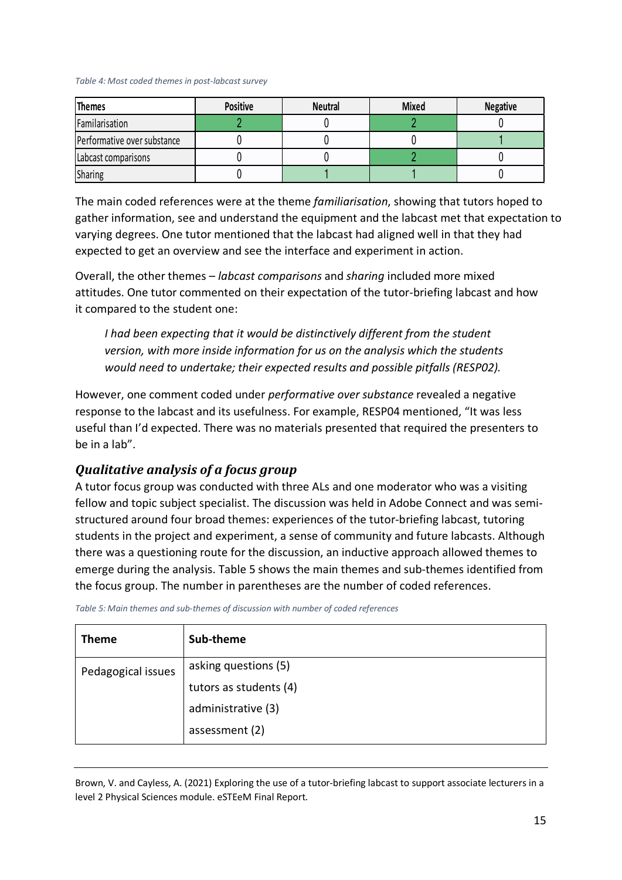*Table 4: Most coded themes in post-labcast survey*

| Themes | Positive | Neutral | Mixed | Negative |
|---|---|---|---|---|
| Familarisation | 2 | 0 | 2 | 0 |
| Performative over substance | 0 | 0 | 0 | 1 |
| Labcast comparisons | 0 | 0 | 2 | 0 |
| Sharing | 0 | 1 | 1 | 0 |

The main coded references were at the theme *familiarisation*, showing that tutors hoped to gather information, see and understand the equipment and the labcast met that expectation to varying degrees. One tutor mentioned that the labcast had aligned well in that they had expected to get an overview and see the interface and experiment in action.

Overall, the other themes – *labcast comparisons* and *sharing* included more mixed attitudes. One tutor commented on their expectation of the tutor-briefing labcast and how it compared to the student one:

> *I had been expecting that it would be distinctively different from the student version, with more inside information for us on the analysis which the students would need to undertake; their expected results and possible pitfalls (RESP02).*

However, one comment coded under *performative over substance* revealed a negative response to the labcast and its usefulness. For example, RESP04 mentioned, "It was less useful than I'd expected. There was no materials presented that required the presenters to be in a lab".

## *Qualitative analysis of a focus group*

A tutor focus group was conducted with three ALs and one moderator who was a visiting fellow and topic subject specialist. The discussion was held in Adobe Connect and was semi-structured around four broad themes: experiences of the tutor-briefing labcast, tutoring students in the project and experiment, a sense of community and future labcasts. Although there was a questioning route for the discussion, an inductive approach allowed themes to emerge during the analysis. Table 5 shows the main themes and sub-themes identified from the focus group. The number in parentheses are the number of coded references.

*Table 5: Main themes and sub-themes of discussion with number of coded references*

| Theme | Sub-theme |
|---|---|
| Pedagogical issues | asking questions (5)<br>tutors as students (4)<br>administrative (3)<br>assessment (2) |

Brown, V. and Cayless, A. (2021) Exploring the use of a tutor-briefing labcast to support associate lecturers in a level 2 Physical Sciences module. eSTEeM Final Report.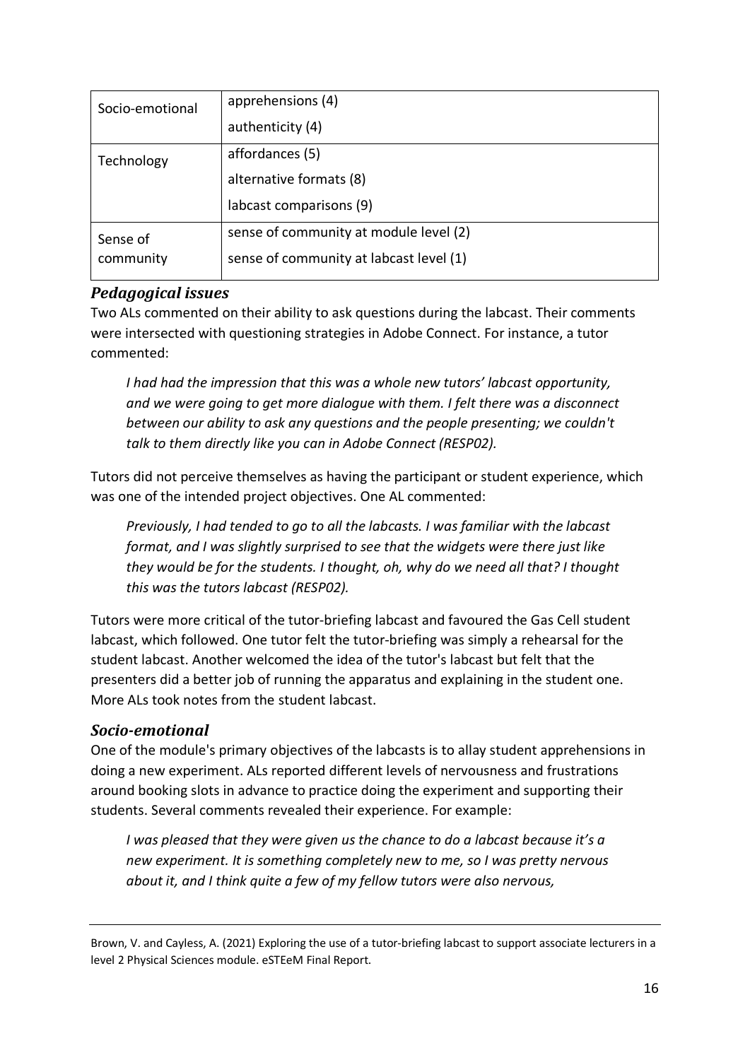| Socio-emotional | apprehensions (4)<br>authenticity (4) |
|---|---|
| Technology | affordances (5)<br>alternative formats (8)<br>labcast comparisons (9) |
| Sense of community | sense of community at module level (2)<br>sense of community at labcast level (1) |

### *Pedagogical issues*

Two ALs commented on their ability to ask questions during the labcast. Their comments were intersected with questioning strategies in Adobe Connect. For instance, a tutor commented:

> *I had had the impression that this was a whole new tutors' labcast opportunity, and we were going to get more dialogue with them. I felt there was a disconnect between our ability to ask any questions and the people presenting; we couldn't talk to them directly like you can in Adobe Connect (RESP02).*

Tutors did not perceive themselves as having the participant or student experience, which was one of the intended project objectives. One AL commented:

> *Previously, I had tended to go to all the labcasts. I was familiar with the labcast format, and I was slightly surprised to see that the widgets were there just like they would be for the students. I thought, oh, why do we need all that? I thought this was the tutors labcast (RESP02).*

Tutors were more critical of the tutor-briefing labcast and favoured the Gas Cell student labcast, which followed. One tutor felt the tutor-briefing was simply a rehearsal for the student labcast. Another welcomed the idea of the tutor's labcast but felt that the presenters did a better job of running the apparatus and explaining in the student one. More ALs took notes from the student labcast.

### *Socio-emotional*

One of the module's primary objectives of the labcasts is to allay student apprehensions in doing a new experiment. ALs reported different levels of nervousness and frustrations around booking slots in advance to practice doing the experiment and supporting their students. Several comments revealed their experience. For example:

> *I was pleased that they were given us the chance to do a labcast because it's a new experiment. It is something completely new to me, so I was pretty nervous about it, and I think quite a few of my fellow tutors were also nervous,*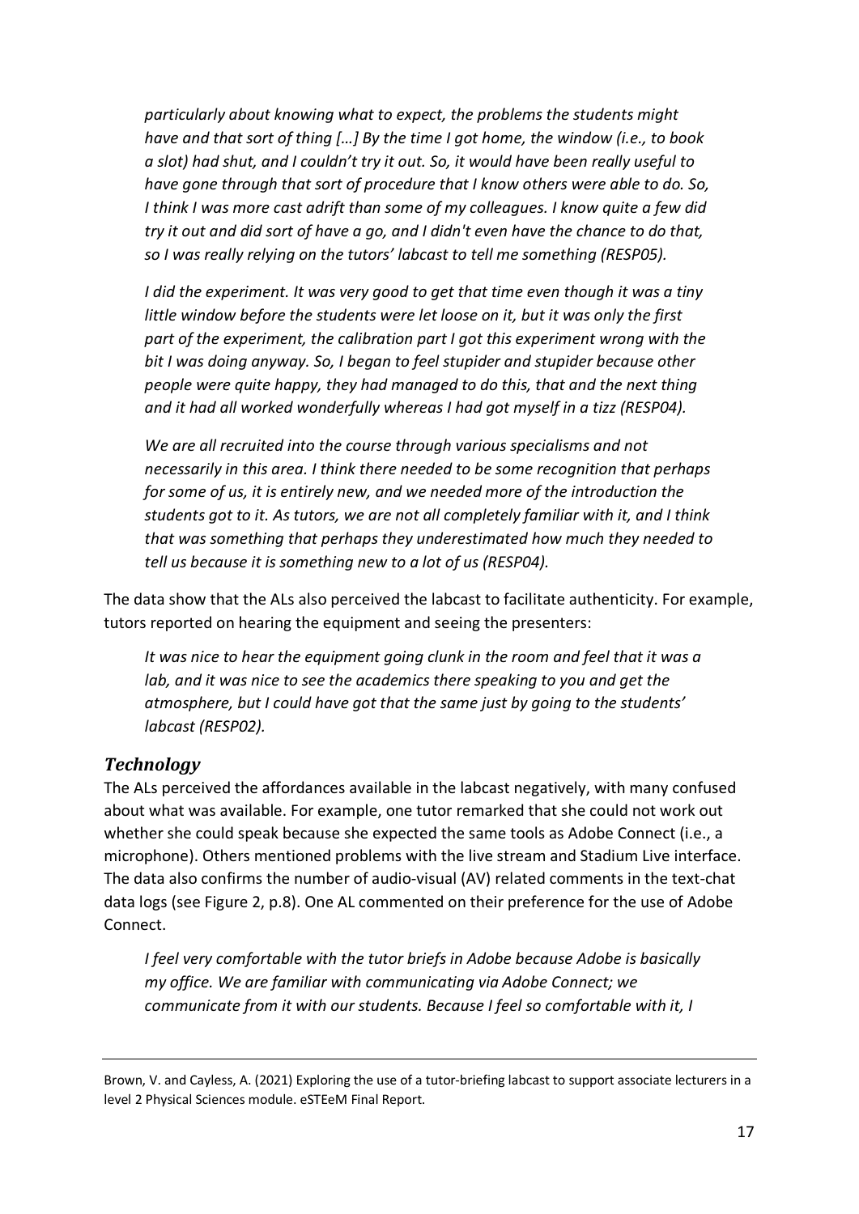*particularly about knowing what to expect, the problems the students might have and that sort of thing […] By the time I got home, the window (i.e., to book a slot) had shut, and I couldn't try it out. So, it would have been really useful to have gone through that sort of procedure that I know others were able to do. So, I think I was more cast adrift than some of my colleagues. I know quite a few did try it out and did sort of have a go, and I didn't even have the chance to do that, so I was really relying on the tutors' labcast to tell me something (RESP05).*

*I did the experiment. It was very good to get that time even though it was a tiny little window before the students were let loose on it, but it was only the first part of the experiment, the calibration part I got this experiment wrong with the bit I was doing anyway. So, I began to feel stupider and stupider because other people were quite happy, they had managed to do this, that and the next thing and it had all worked wonderfully whereas I had got myself in a tizz (RESP04).*

*We are all recruited into the course through various specialisms and not necessarily in this area. I think there needed to be some recognition that perhaps for some of us, it is entirely new, and we needed more of the introduction the students got to it. As tutors, we are not all completely familiar with it, and I think that was something that perhaps they underestimated how much they needed to tell us because it is something new to a lot of us (RESP04).*

The data show that the ALs also perceived the labcast to facilitate authenticity. For example, tutors reported on hearing the equipment and seeing the presenters:

*It was nice to hear the equipment going clunk in the room and feel that it was a lab, and it was nice to see the academics there speaking to you and get the atmosphere, but I could have got that the same just by going to the students' labcast (RESP02).*

### *Technology*

The ALs perceived the affordances available in the labcast negatively, with many confused about what was available. For example, one tutor remarked that she could not work out whether she could speak because she expected the same tools as Adobe Connect (i.e., a microphone). Others mentioned problems with the live stream and Stadium Live interface. The data also confirms the number of audio-visual (AV) related comments in the text-chat data logs (see Figure 2, p.8). One AL commented on their preference for the use of Adobe Connect.

*I feel very comfortable with the tutor briefs in Adobe because Adobe is basically my office. We are familiar with communicating via Adobe Connect; we communicate from it with our students. Because I feel so comfortable with it, I*

Brown, V. and Cayless, A. (2021) Exploring the use of a tutor-briefing labcast to support associate lecturers in a level 2 Physical Sciences module. eSTEeM Final Report.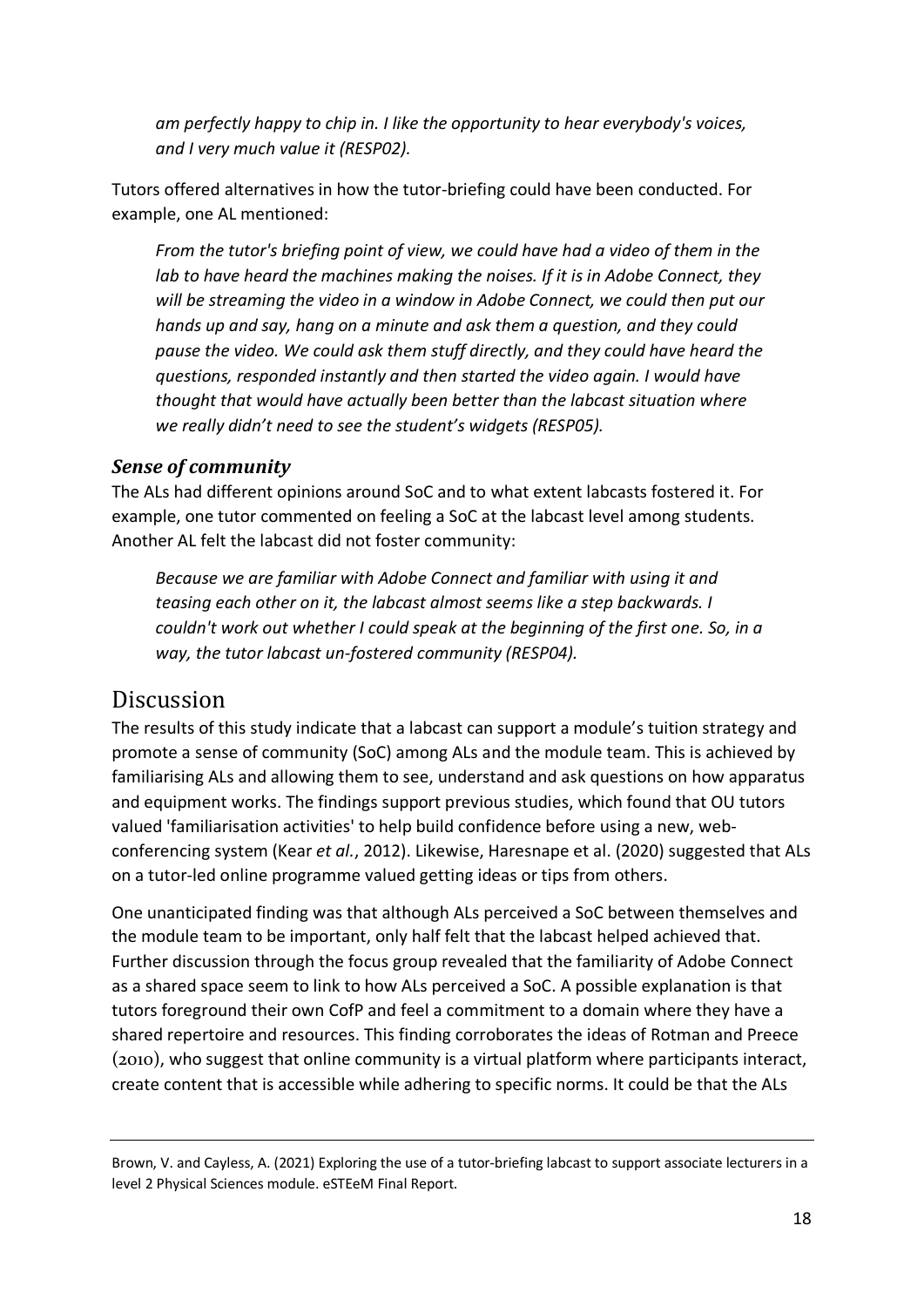*am perfectly happy to chip in. I like the opportunity to hear everybody's voices, and I very much value it (RESP02).*

Tutors offered alternatives in how the tutor-briefing could have been conducted. For example, one AL mentioned:

*From the tutor's briefing point of view, we could have had a video of them in the lab to have heard the machines making the noises. If it is in Adobe Connect, they will be streaming the video in a window in Adobe Connect, we could then put our hands up and say, hang on a minute and ask them a question, and they could pause the video. We could ask them stuff directly, and they could have heard the questions, responded instantly and then started the video again. I would have thought that would have actually been better than the labcast situation where we really didn't need to see the student's widgets (RESP05).*

### *Sense of community*

The ALs had different opinions around SoC and to what extent labcasts fostered it. For example, one tutor commented on feeling a SoC at the labcast level among students. Another AL felt the labcast did not foster community:

*Because we are familiar with Adobe Connect and familiar with using it and teasing each other on it, the labcast almost seems like a step backwards. I couldn't work out whether I could speak at the beginning of the first one. So, in a way, the tutor labcast un-fostered community (RESP04).*

## Discussion

The results of this study indicate that a labcast can support a module's tuition strategy and promote a sense of community (SoC) among ALs and the module team. This is achieved by familiarising ALs and allowing them to see, understand and ask questions on how apparatus and equipment works. The findings support previous studies, which found that OU tutors valued 'familiarisation activities' to help build confidence before using a new, web-conferencing system (Kear *et al.*, 2012). Likewise, Haresnape et al. (2020) suggested that ALs on a tutor-led online programme valued getting ideas or tips from others.

One unanticipated finding was that although ALs perceived a SoC between themselves and the module team to be important, only half felt that the labcast helped achieved that. Further discussion through the focus group revealed that the familiarity of Adobe Connect as a shared space seem to link to how ALs perceived a SoC. A possible explanation is that tutors foreground their own CofP and feel a commitment to a domain where they have a shared repertoire and resources. This finding corroborates the ideas of Rotman and Preece (2010), who suggest that online community is a virtual platform where participants interact, create content that is accessible while adhering to specific norms. It could be that the ALs

Brown, V. and Cayless, A. (2021) Exploring the use of a tutor-briefing labcast to support associate lecturers in a level 2 Physical Sciences module. eSTEeM Final Report.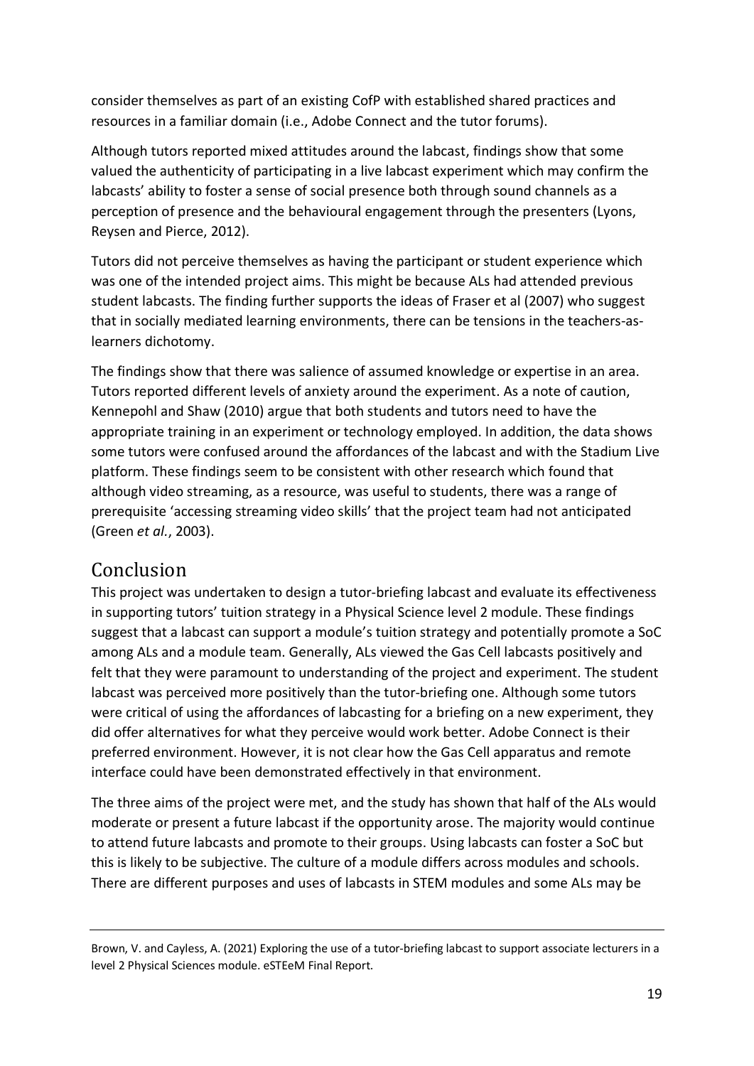consider themselves as part of an existing CofP with established shared practices and resources in a familiar domain (i.e., Adobe Connect and the tutor forums).

Although tutors reported mixed attitudes around the labcast, findings show that some valued the authenticity of participating in a live labcast experiment which may confirm the labcasts' ability to foster a sense of social presence both through sound channels as a perception of presence and the behavioural engagement through the presenters (Lyons, Reysen and Pierce, 2012).

Tutors did not perceive themselves as having the participant or student experience which was one of the intended project aims. This might be because ALs had attended previous student labcasts. The finding further supports the ideas of Fraser et al (2007) who suggest that in socially mediated learning environments, there can be tensions in the teachers-as-learners dichotomy.

The findings show that there was salience of assumed knowledge or expertise in an area. Tutors reported different levels of anxiety around the experiment. As a note of caution, Kennepohl and Shaw (2010) argue that both students and tutors need to have the appropriate training in an experiment or technology employed. In addition, the data shows some tutors were confused around the affordances of the labcast and with the Stadium Live platform. These findings seem to be consistent with other research which found that although video streaming, as a resource, was useful to students, there was a range of prerequisite 'accessing streaming video skills' that the project team had not anticipated (Green *et al.*, 2003).

## Conclusion

This project was undertaken to design a tutor-briefing labcast and evaluate its effectiveness in supporting tutors' tuition strategy in a Physical Science level 2 module. These findings suggest that a labcast can support a module's tuition strategy and potentially promote a SoC among ALs and a module team. Generally, ALs viewed the Gas Cell labcasts positively and felt that they were paramount to understanding of the project and experiment. The student labcast was perceived more positively than the tutor-briefing one. Although some tutors were critical of using the affordances of labcasting for a briefing on a new experiment, they did offer alternatives for what they perceive would work better. Adobe Connect is their preferred environment. However, it is not clear how the Gas Cell apparatus and remote interface could have been demonstrated effectively in that environment.

The three aims of the project were met, and the study has shown that half of the ALs would moderate or present a future labcast if the opportunity arose. The majority would continue to attend future labcasts and promote to their groups. Using labcasts can foster a SoC but this is likely to be subjective. The culture of a module differs across modules and schools. There are different purposes and uses of labcasts in STEM modules and some ALs may be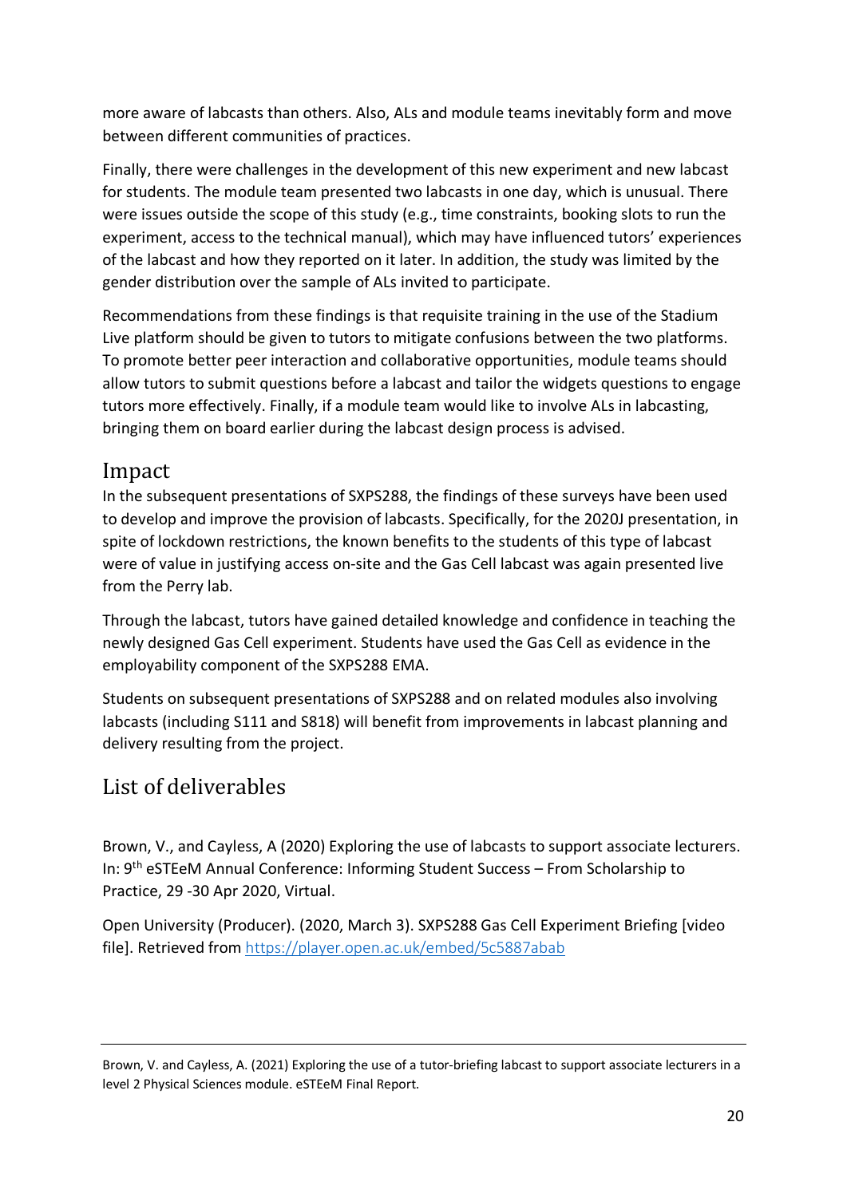more aware of labcasts than others. Also, ALs and module teams inevitably form and move between different communities of practices.

Finally, there were challenges in the development of this new experiment and new labcast for students. The module team presented two labcasts in one day, which is unusual. There were issues outside the scope of this study (e.g., time constraints, booking slots to run the experiment, access to the technical manual), which may have influenced tutors' experiences of the labcast and how they reported on it later. In addition, the study was limited by the gender distribution over the sample of ALs invited to participate.

Recommendations from these findings is that requisite training in the use of the Stadium Live platform should be given to tutors to mitigate confusions between the two platforms. To promote better peer interaction and collaborative opportunities, module teams should allow tutors to submit questions before a labcast and tailor the widgets questions to engage tutors more effectively. Finally, if a module team would like to involve ALs in labcasting, bringing them on board earlier during the labcast design process is advised.

## Impact

In the subsequent presentations of SXPS288, the findings of these surveys have been used to develop and improve the provision of labcasts. Specifically, for the 2020J presentation, in spite of lockdown restrictions, the known benefits to the students of this type of labcast were of value in justifying access on-site and the Gas Cell labcast was again presented live from the Perry lab.

Through the labcast, tutors have gained detailed knowledge and confidence in teaching the newly designed Gas Cell experiment. Students have used the Gas Cell as evidence in the employability component of the SXPS288 EMA.

Students on subsequent presentations of SXPS288 and on related modules also involving labcasts (including S111 and S818) will benefit from improvements in labcast planning and delivery resulting from the project.

## List of deliverables

Brown, V., and Cayless, A (2020) Exploring the use of labcasts to support associate lecturers. In: 9th eSTEeM Annual Conference: Informing Student Success – From Scholarship to Practice, 29 -30 Apr 2020, Virtual.

Open University (Producer). (2020, March 3). SXPS288 Gas Cell Experiment Briefing [video file]. Retrieved from https://player.open.ac.uk/embed/5c5887abab

Brown, V. and Cayless, A. (2021) Exploring the use of a tutor-briefing labcast to support associate lecturers in a level 2 Physical Sciences module. eSTEeM Final Report.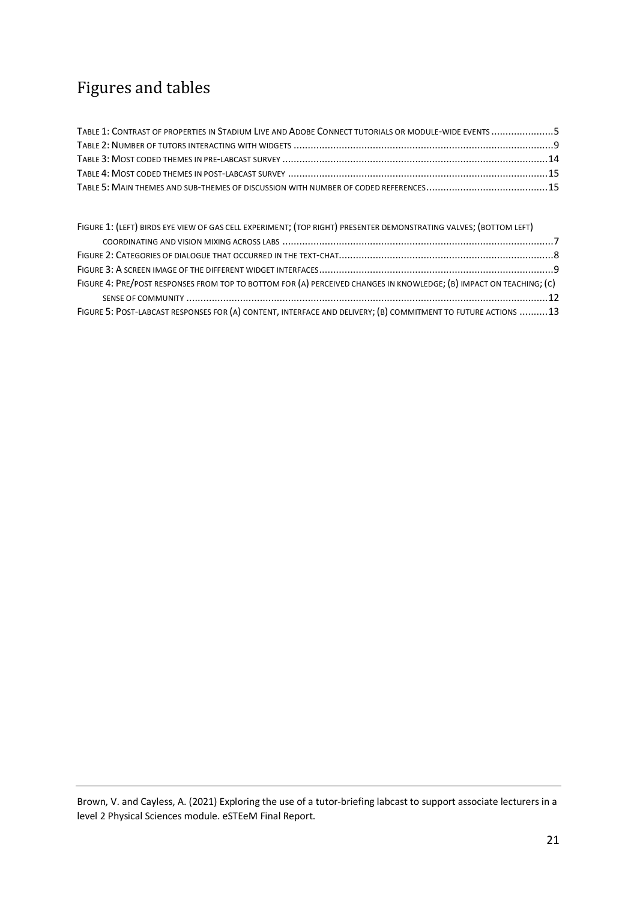# Figures and tables

TABLE 1: CONTRAST OF PROPERTIES IN STADIUM LIVE AND ADOBE CONNECT TUTORIALS OR MODULE-WIDE EVENTS ......................5
TABLE 2: NUMBER OF TUTORS INTERACTING WITH WIDGETS ............................................................................................9
TABLE 3: MOST CODED THEMES IN PRE-LABCAST SURVEY ..............................................................................................14
TABLE 4: MOST CODED THEMES IN POST-LABCAST SURVEY ............................................................................................15
TABLE 5: MAIN THEMES AND SUB-THEMES OF DISCUSSION WITH NUMBER OF CODED REFERENCES.............................................15

FIGURE 1: (LEFT) BIRDS EYE VIEW OF GAS CELL EXPERIMENT; (TOP RIGHT) PRESENTER DEMONSTRATING VALVES; (BOTTOM LEFT) COORDINATING AND VISION MIXING ACROSS LABS ................................................................................................7
FIGURE 2: CATEGORIES OF DIALOGUE THAT OCCURRED IN THE TEXT-CHAT.............................................................................8
FIGURE 3: A SCREEN IMAGE OF THE DIFFERENT WIDGET INTERFACES...................................................................................9
FIGURE 4: PRE/POST RESPONSES FROM TOP TO BOTTOM FOR (A) PERCEIVED CHANGES IN KNOWLEDGE; (B) IMPACT ON TEACHING; (C) SENSE OF COMMUNITY ...............................................................................................................................12
FIGURE 5: POST-LABCAST RESPONSES FOR (A) CONTENT, INTERFACE AND DELIVERY; (B) COMMITMENT TO FUTURE ACTIONS ..........13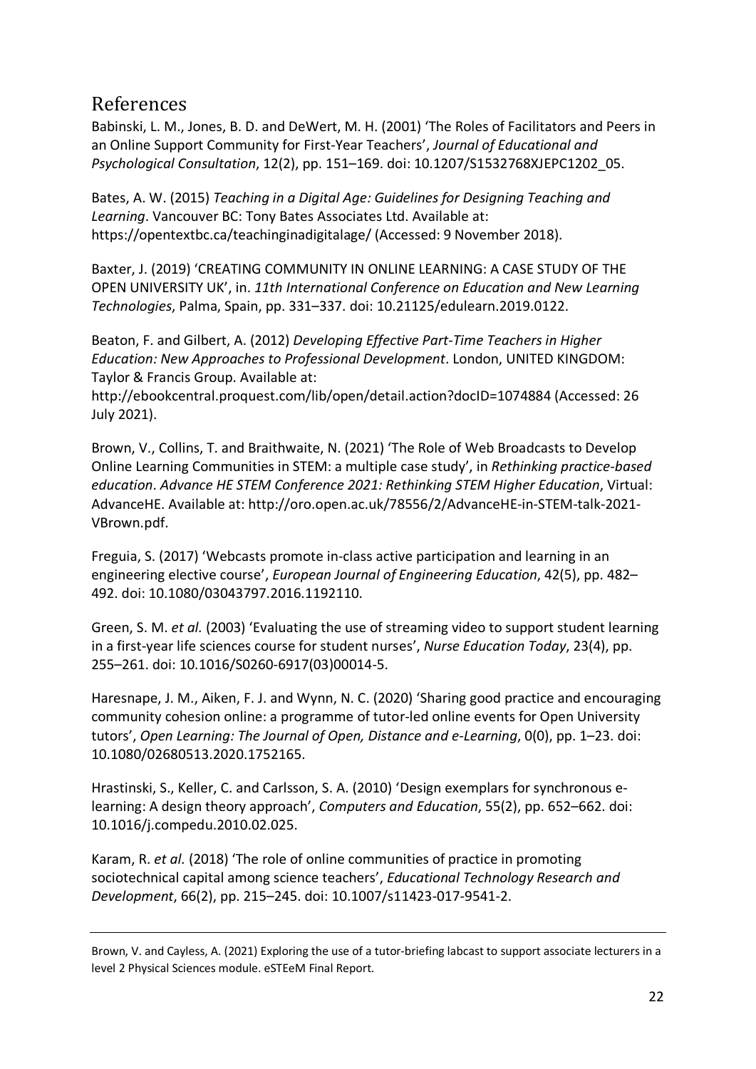## References

Babinski, L. M., Jones, B. D. and DeWert, M. H. (2001) 'The Roles of Facilitators and Peers in an Online Support Community for First-Year Teachers', *Journal of Educational and Psychological Consultation*, 12(2), pp. 151–169. doi: 10.1207/S1532768XJEPC1202_05.

Bates, A. W. (2015) *Teaching in a Digital Age: Guidelines for Designing Teaching and Learning*. Vancouver BC: Tony Bates Associates Ltd. Available at: https://opentextbc.ca/teachinginadigitalage/ (Accessed: 9 November 2018).

Baxter, J. (2019) 'CREATING COMMUNITY IN ONLINE LEARNING: A CASE STUDY OF THE OPEN UNIVERSITY UK', in. *11th International Conference on Education and New Learning Technologies*, Palma, Spain, pp. 331–337. doi: 10.21125/edulearn.2019.0122.

Beaton, F. and Gilbert, A. (2012) *Developing Effective Part-Time Teachers in Higher Education: New Approaches to Professional Development*. London, UNITED KINGDOM: Taylor & Francis Group. Available at: http://ebookcentral.proquest.com/lib/open/detail.action?docID=1074884 (Accessed: 26 July 2021).

Brown, V., Collins, T. and Braithwaite, N. (2021) 'The Role of Web Broadcasts to Develop Online Learning Communities in STEM: a multiple case study', in *Rethinking practice-based education*. *Advance HE STEM Conference 2021: Rethinking STEM Higher Education*, Virtual: AdvanceHE. Available at: http://oro.open.ac.uk/78556/2/AdvanceHE-in-STEM-talk-2021-VBrown.pdf.

Freguia, S. (2017) 'Webcasts promote in-class active participation and learning in an engineering elective course', *European Journal of Engineering Education*, 42(5), pp. 482–492. doi: 10.1080/03043797.2016.1192110.

Green, S. M. *et al.* (2003) 'Evaluating the use of streaming video to support student learning in a first-year life sciences course for student nurses', *Nurse Education Today*, 23(4), pp. 255–261. doi: 10.1016/S0260-6917(03)00014-5.

Haresnape, J. M., Aiken, F. J. and Wynn, N. C. (2020) 'Sharing good practice and encouraging community cohesion online: a programme of tutor-led online events for Open University tutors', *Open Learning: The Journal of Open, Distance and e-Learning*, 0(0), pp. 1–23. doi: 10.1080/02680513.2020.1752165.

Hrastinski, S., Keller, C. and Carlsson, S. A. (2010) 'Design exemplars for synchronous e-learning: A design theory approach', *Computers and Education*, 55(2), pp. 652–662. doi: 10.1016/j.compedu.2010.02.025.

Karam, R. *et al.* (2018) 'The role of online communities of practice in promoting sociotechnical capital among science teachers', *Educational Technology Research and Development*, 66(2), pp. 215–245. doi: 10.1007/s11423-017-9541-2.

Brown, V. and Cayless, A. (2021) Exploring the use of a tutor-briefing labcast to support associate lecturers in a level 2 Physical Sciences module. eSTEeM Final Report.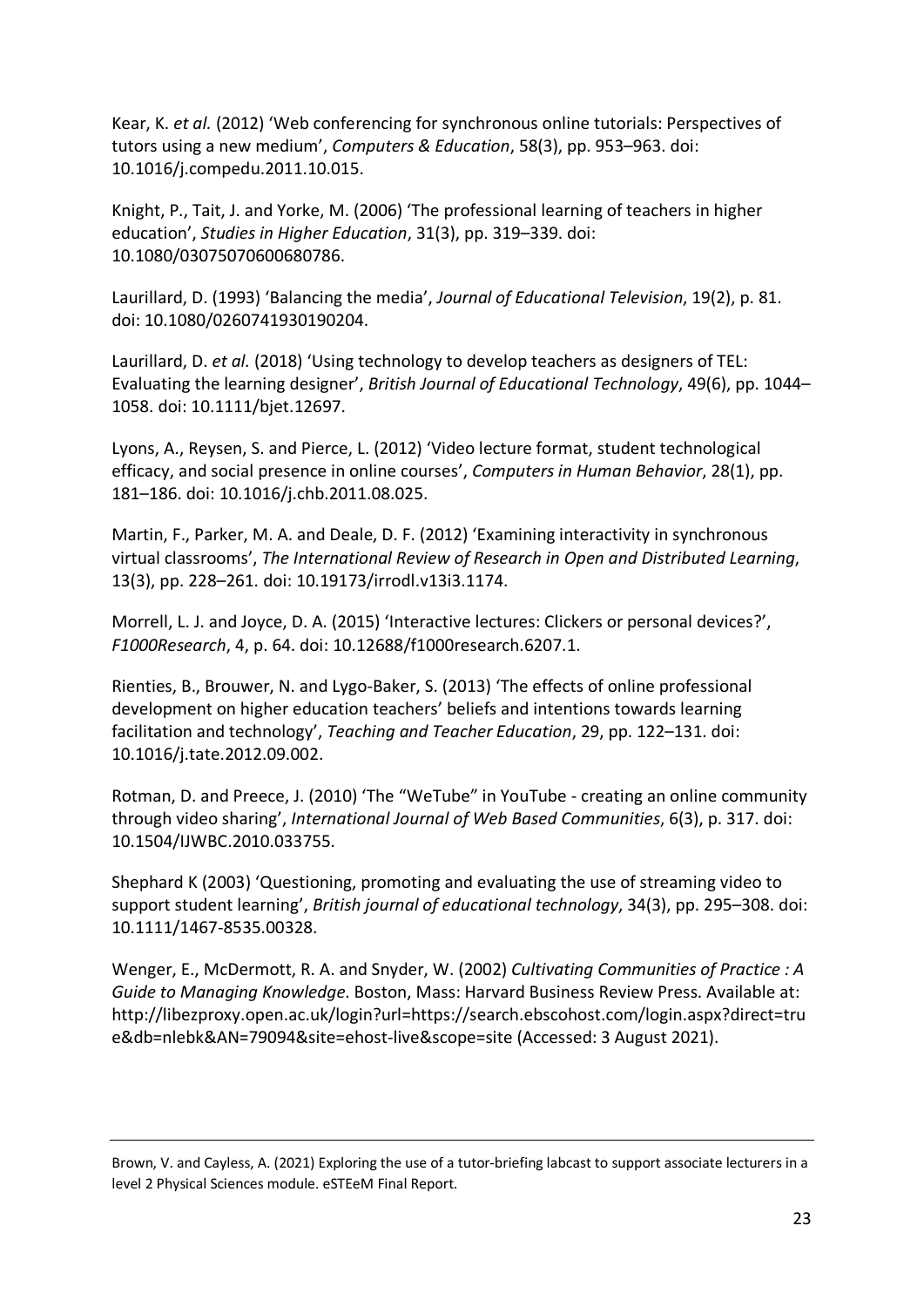Kear, K. *et al.* (2012) 'Web conferencing for synchronous online tutorials: Perspectives of tutors using a new medium', *Computers & Education*, 58(3), pp. 953–963. doi: 10.1016/j.compedu.2011.10.015.

Knight, P., Tait, J. and Yorke, M. (2006) 'The professional learning of teachers in higher education', *Studies in Higher Education*, 31(3), pp. 319–339. doi: 10.1080/03075070600680786.

Laurillard, D. (1993) 'Balancing the media', *Journal of Educational Television*, 19(2), p. 81. doi: 10.1080/0260741930190204.

Laurillard, D. *et al.* (2018) 'Using technology to develop teachers as designers of TEL: Evaluating the learning designer', *British Journal of Educational Technology*, 49(6), pp. 1044–1058. doi: 10.1111/bjet.12697.

Lyons, A., Reysen, S. and Pierce, L. (2012) 'Video lecture format, student technological efficacy, and social presence in online courses', *Computers in Human Behavior*, 28(1), pp. 181–186. doi: 10.1016/j.chb.2011.08.025.

Martin, F., Parker, M. A. and Deale, D. F. (2012) 'Examining interactivity in synchronous virtual classrooms', *The International Review of Research in Open and Distributed Learning*, 13(3), pp. 228–261. doi: 10.19173/irrodl.v13i3.1174.

Morrell, L. J. and Joyce, D. A. (2015) 'Interactive lectures: Clickers or personal devices?', *F1000Research*, 4, p. 64. doi: 10.12688/f1000research.6207.1.

Rienties, B., Brouwer, N. and Lygo-Baker, S. (2013) 'The effects of online professional development on higher education teachers' beliefs and intentions towards learning facilitation and technology', *Teaching and Teacher Education*, 29, pp. 122–131. doi: 10.1016/j.tate.2012.09.002.

Rotman, D. and Preece, J. (2010) 'The "WeTube" in YouTube - creating an online community through video sharing', *International Journal of Web Based Communities*, 6(3), p. 317. doi: 10.1504/IJWBC.2010.033755.

Shephard K (2003) 'Questioning, promoting and evaluating the use of streaming video to support student learning', *British journal of educational technology*, 34(3), pp. 295–308. doi: 10.1111/1467-8535.00328.

Wenger, E., McDermott, R. A. and Snyder, W. (2002) *Cultivating Communities of Practice : A Guide to Managing Knowledge*. Boston, Mass: Harvard Business Review Press. Available at: http://libezproxy.open.ac.uk/login?url=https://search.ebscohost.com/login.aspx?direct=true&db=nlebk&AN=79094&site=ehost-live&scope=site (Accessed: 3 August 2021).